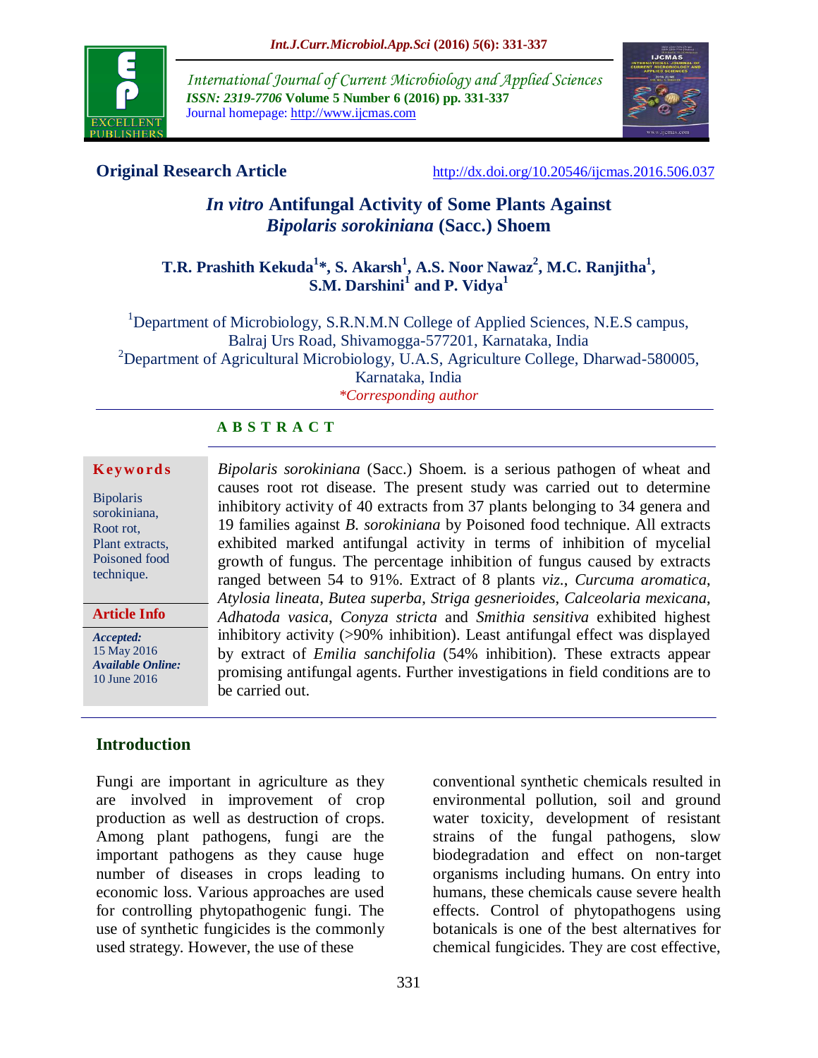**Original Research Article**

http://dx.doi.org/10.20546/ijcmas.2016.506.037

# *In vitro* Antifungal Activity of Some Plants Against *Bipolaris sorokiniana* (Sacc.) Shoem

**T.R. Prashith Kekuda[1]*, S. Akarsh[1], A.S. Noor Nawaz[2], M.C. Ranjitha[1], S.M. Darshini[1] and P. Vidya[1]**

[1]Department of Microbiology, S.R.N.M.N College of Applied Sciences, N.E.S campus, Balraj Urs Road, Shivamogga-577201, Karnataka, India
[2]Department of Agricultural Microbiology, U.A.S, Agriculture College, Dharwad-580005, Karnataka, India
*\*Corresponding author*

## ABSTRACT

**Keywords**

Bipolaris sorokiniana, Root rot, Plant extracts, Poisoned food technique.

**Article Info**

*Accepted:* 15 May 2016
*Available Online:* 10 June 2016

*Bipolaris sorokiniana* (Sacc.) Shoem. is a serious pathogen of wheat and causes root rot disease. The present study was carried out to determine inhibitory activity of 40 extracts from 37 plants belonging to 34 genera and 19 families against *B. sorokiniana* by Poisoned food technique. All extracts exhibited marked antifungal activity in terms of inhibition of mycelial growth of fungus. The percentage inhibition of fungus caused by extracts ranged between 54 to 91%. Extract of 8 plants *viz.*, *Curcuma aromatica*, *Atylosia lineata*, *Butea superba*, *Striga gesnerioides*, *Calceolaria mexicana*, *Adhatoda vasica*, *Conyza stricta* and *Smithia sensitiva* exhibited highest inhibitory activity (>90% inhibition). Least antifungal effect was displayed by extract of *Emilia sanchifolia* (54% inhibition). These extracts appear promising antifungal agents. Further investigations in field conditions are to be carried out.

## Introduction

Fungi are important in agriculture as they are involved in improvement of crop production as well as destruction of crops. Among plant pathogens, fungi are the important pathogens as they cause huge number of diseases in crops leading to economic loss. Various approaches are used for controlling phytopathogenic fungi. The use of synthetic fungicides is the commonly used strategy. However, the use of these conventional synthetic chemicals resulted in environmental pollution, soil and ground water toxicity, development of resistant strains of the fungal pathogens, slow biodegradation and effect on non-target organisms including humans. On entry into humans, these chemicals cause severe health effects. Control of phytopathogens using botanicals is one of the best alternatives for chemical fungicides. They are cost effective,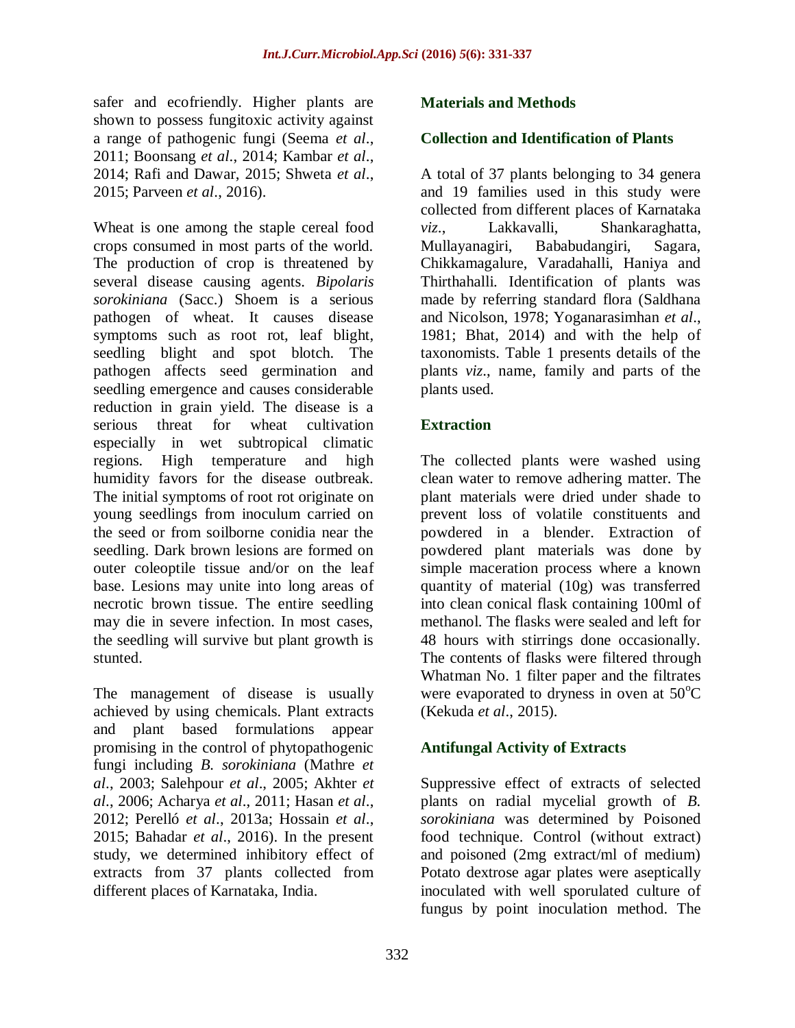safer and ecofriendly. Higher plants are shown to possess fungitoxic activity against a range of pathogenic fungi (Seema *et al*., 2011; Boonsang *et al*., 2014; Kambar *et al*., 2014; Rafi and Dawar, 2015; Shweta *et al*., 2015; Parveen *et al*., 2016).

Wheat is one among the staple cereal food crops consumed in most parts of the world. The production of crop is threatened by several disease causing agents. *Bipolaris sorokiniana* (Sacc.) Shoem is a serious pathogen of wheat. It causes disease symptoms such as root rot, leaf blight, seedling blight and spot blotch. The pathogen affects seed germination and seedling emergence and causes considerable reduction in grain yield. The disease is a serious threat for wheat cultivation especially in wet subtropical climatic regions. High temperature and high humidity favors for the disease outbreak. The initial symptoms of root rot originate on young seedlings from inoculum carried on the seed or from soilborne conidia near the seedling. Dark brown lesions are formed on outer coleoptile tissue and/or on the leaf base. Lesions may unite into long areas of necrotic brown tissue. The entire seedling may die in severe infection. In most cases, the seedling will survive but plant growth is stunted.

The management of disease is usually achieved by using chemicals. Plant extracts and plant based formulations appear promising in the control of phytopathogenic fungi including *B. sorokiniana* (Mathre *et al*., 2003; Salehpour *et al*., 2005; Akhter *et al*., 2006; Acharya *et al*., 2011; Hasan *et al*., 2012; Perelló *et al*., 2013a; Hossain *et al*., 2015; Bahadar *et al*., 2016). In the present study, we determined inhibitory effect of extracts from 37 plants collected from different places of Karnataka, India.

## Materials and Methods

### Collection and Identification of Plants

A total of 37 plants belonging to 34 genera and 19 families used in this study were collected from different places of Karnataka *viz*., Lakkavalli, Shankaraghatta, Mullayanagiri, Babab­udangiri, Sagara, Chikkamagalure, Varadahalli, Haniya and Thirthahalli. Identification of plants was made by referring standard flora (Saldhana and Nicolson, 1978; Yoganarasimhan *et al*., 1981; Bhat, 2014) and with the help of taxonomists. Table 1 presents details of the plants *viz*., name, family and parts of the plants used.

### Extraction

The collected plants were washed using clean water to remove adhering matter. The plant materials were dried under shade to prevent loss of volatile constituents and powdered in a blender. Extraction of powdered plant materials was done by simple maceration process where a known quantity of material (10g) was transferred into clean conical flask containing 100ml of methanol. The flasks were sealed and left for 48 hours with stirrings done occasionally. The contents of flasks were filtered through Whatman No. 1 filter paper and the filtrates were evaporated to dryness in oven at $50^{o}$C (Kekuda *et al*., 2015).

### Antifungal Activity of Extracts

Suppressive effect of extracts of selected plants on radial mycelial growth of *B. sorokiniana* was determined by Poisoned food technique. Control (without extract) and poisoned (2mg extract/ml of medium) Potato dextrose agar plates were aseptically inoculated with well sporulated culture of fungus by point inoculation method. The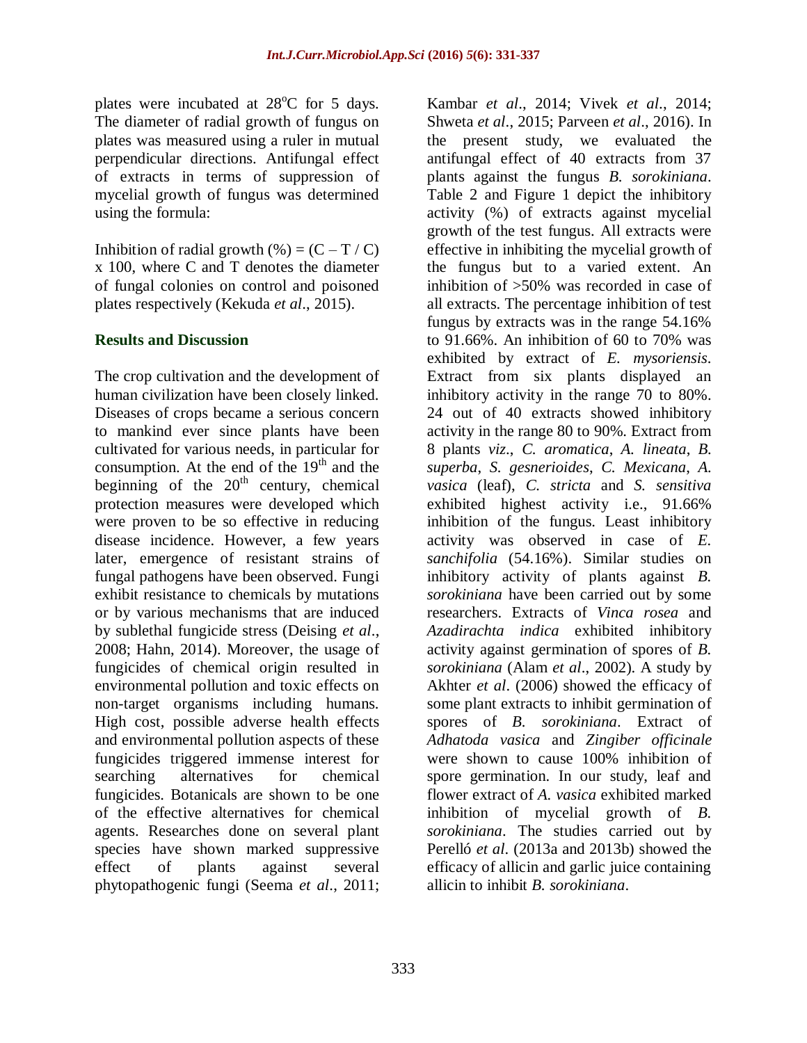plates were incubated at 28°C for 5 days. The diameter of radial growth of fungus on plates was measured using a ruler in mutual perpendicular directions. Antifungal effect of extracts in terms of suppression of mycelial growth of fungus was determined using the formula:

Inhibition of radial growth (%) = $(C – T / C) \times 100$, where C and T denotes the diameter of fungal colonies on control and poisoned plates respectively (Kekuda *et al*., 2015).

## Results and Discussion

The crop cultivation and the development of human civilization have been closely linked. Diseases of crops became a serious concern to mankind ever since plants have been cultivated for various needs, in particular for consumption. At the end of the 19th and the beginning of the 20th century, chemical protection measures were developed which were proven to be so effective in reducing disease incidence. However, a few years later, emergence of resistant strains of fungal pathogens have been observed. Fungi exhibit resistance to chemicals by mutations or by various mechanisms that are induced by sublethal fungicide stress (Deising *et al*., 2008; Hahn, 2014). Moreover, the usage of fungicides of chemical origin resulted in environmental pollution and toxic effects on non-target organisms including humans. High cost, possible adverse health effects and environmental pollution aspects of these fungicides triggered immense interest for searching alternatives for chemical fungicides. Botanicals are shown to be one of the effective alternatives for chemical agents. Researches done on several plant species have shown marked suppressive effect of plants against several phytopathogenic fungi (Seema *et al*., 2011; Kambar *et al*., 2014; Vivek *et al*., 2014; Shweta *et al*., 2015; Parveen *et al*., 2016). In the present study, we evaluated the antifungal effect of 40 extracts from 37 plants against the fungus *B. sorokiniana*. Table 2 and Figure 1 depict the inhibitory activity (%) of extracts against mycelial growth of the test fungus. All extracts were effective in inhibiting the mycelial growth of the fungus but to a varied extent. An inhibition of >50% was recorded in case of all extracts. The percentage inhibition of test fungus by extracts was in the range 54.16% to 91.66%. An inhibition of 60 to 70% was exhibited by extract of *E. mysoriensis*. Extract from six plants displayed an inhibitory activity in the range 70 to 80%. 24 out of 40 extracts showed inhibitory activity in the range 80 to 90%. Extract from 8 plants *viz*., *C. aromatica*, *A. lineata*, *B. superba*, *S. gesnerioides*, *C. Mexicana*, *A. vasica* (leaf), *C. stricta* and *S. sensitiva* exhibited highest activity i.e., 91.66% inhibition of the fungus. Least inhibitory activity was observed in case of *E. sanchifolia* (54.16%). Similar studies on inhibitory activity of plants against *B. sorokiniana* have been carried out by some researchers. Extracts of *Vinca rosea* and *Azadirachta indica* exhibited inhibitory activity against germination of spores of *B. sorokiniana* (Alam *et al*., 2002). A study by Akhter *et al*. (2006) showed the efficacy of some plant extracts to inhibit germination of spores of *B. sorokiniana*. Extract of *Adhatoda vasica* and *Zingiber officinale* were shown to cause 100% inhibition of spore germination. In our study, leaf and flower extract of *A. vasica* exhibited marked inhibition of mycelial growth of *B. sorokiniana*. The studies carried out by Perelló *et al*. (2013a and 2013b) showed the efficacy of allicin and garlic juice containing allicin to inhibit *B. sorokiniana*.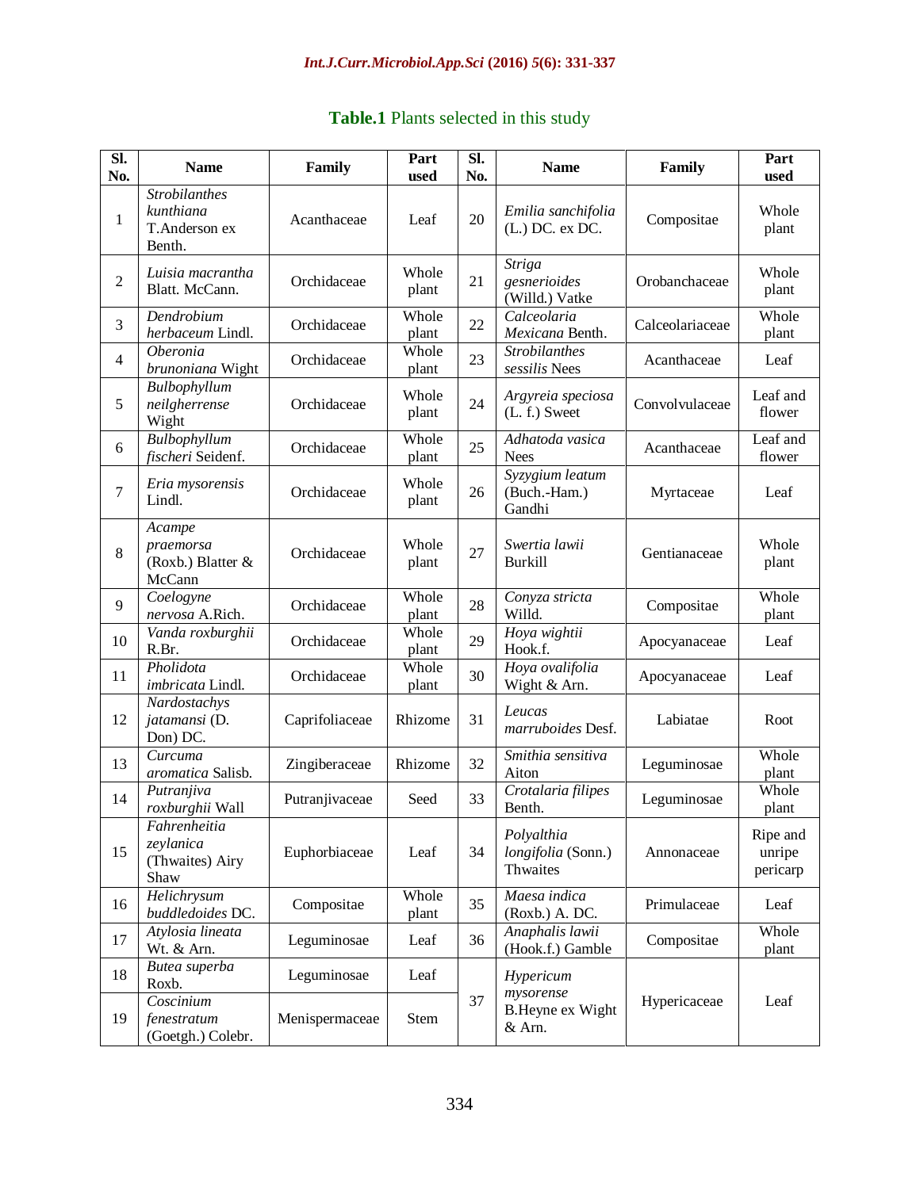**Table.1** Plants selected in this study

| Sl. No. | Name | Family | Part used | Sl. No. | Name | Family | Part used |
|---|---|---|---|---|---|---|---|
| 1 | *Strobilanthes kunthiana* T.Anderson ex Benth. | Acanthaceae | Leaf | 20 | *Emilia sanchifolia* (L.) DC. ex DC. | Compositae | Whole plant |
| 2 | *Luisia macrantha* Blatt. McCann. | Orchidaceae | Whole plant | 21 | *Striga gesnerioides* (Willd.) Vatke | Orobanchaceae | Whole plant |
| 3 | *Dendrobium herbaceum* Lindl. | Orchidaceae | Whole plant | 22 | *Calceolaria Mexicana* Benth. | Calceolariaceae | Whole plant |
| 4 | *Oberonia brunoniana* Wight | Orchidaceae | Whole plant | 23 | *Strobilanthes sessilis* Nees | Acanthaceae | Leaf |
| 5 | *Bulbophyllum neilgherrense* Wight | Orchidaceae | Whole plant | 24 | *Argyreia speciosa* (L. f.) Sweet | Convolvulaceae | Leaf and flower |
| 6 | *Bulbophyllum fischeri* Seidenf. | Orchidaceae | Whole plant | 25 | *Adhatoda vasica* Nees | Acanthaceae | Leaf and flower |
| 7 | *Eria mysorensis* Lindl. | Orchidaceae | Whole plant | 26 | *Syzygium leatum* (Buch.-Ham.) Gandhi | Myrtaceae | Leaf |
| 8 | *Acampe praemorsa* (Roxb.) Blatter & McCann | Orchidaceae | Whole plant | 27 | *Swertia lawii* Burkill | Gentianaceae | Whole plant |
| 9 | *Coelogyne nervosa* A.Rich. | Orchidaceae | Whole plant | 28 | *Conyza stricta* Willd. | Compositae | Whole plant |
| 10 | *Vanda roxburghii* R.Br. | Orchidaceae | Whole plant | 29 | *Hoya wightii* Hook.f. | Apocyanaceae | Leaf |
| 11 | *Pholidota imbricata* Lindl. | Orchidaceae | Whole plant | 30 | *Hoya ovalifolia* Wight & Arn. | Apocyanaceae | Leaf |
| 12 | *Nardostachys jatamansi* (D. Don) DC. | Caprifoliaceae | Rhizome | 31 | *Leucas marruboides* Desf. | Labiatae | Root |
| 13 | *Curcuma aromatica* Salisb. | Zingiberaceae | Rhizome | 32 | *Smithia sensitiva* Aiton | Leguminosae | Whole plant |
| 14 | *Putranjiva roxburghii* Wall | Putranjivaceae | Seed | 33 | *Crotalaria filipes* Benth. | Leguminosae | Whole plant |
| 15 | *Fahrenheitia zeylanica* (Thwaites) Airy Shaw | Euphorbiaceae | Leaf | 34 | *Polyalthia longifolia* (Sonn.) Thwaites | Annonaceae | Ripe and unripe pericarp |
| 16 | *Helichrysum buddledoides* DC. | Compositae | Whole plant | 35 | *Maesa indica* (Roxb.) A. DC. | Primulaceae | Leaf |
| 17 | *Atylosia lineata* Wt. & Arn. | Leguminosae | Leaf | 36 | *Anaphalis lawii* (Hook.f.) Gamble | Compositae | Whole plant |
| 18 | *Butea superba* Roxb. | Leguminosae | Leaf | 37 | *Hypericum mysorense* B.Heyne ex Wight & Arn. | Hypericaceae | Leaf |
| 19 | *Coscinium fenestratum* (Goetgh.) Colebr. | Menispermaceae | Stem | | | | |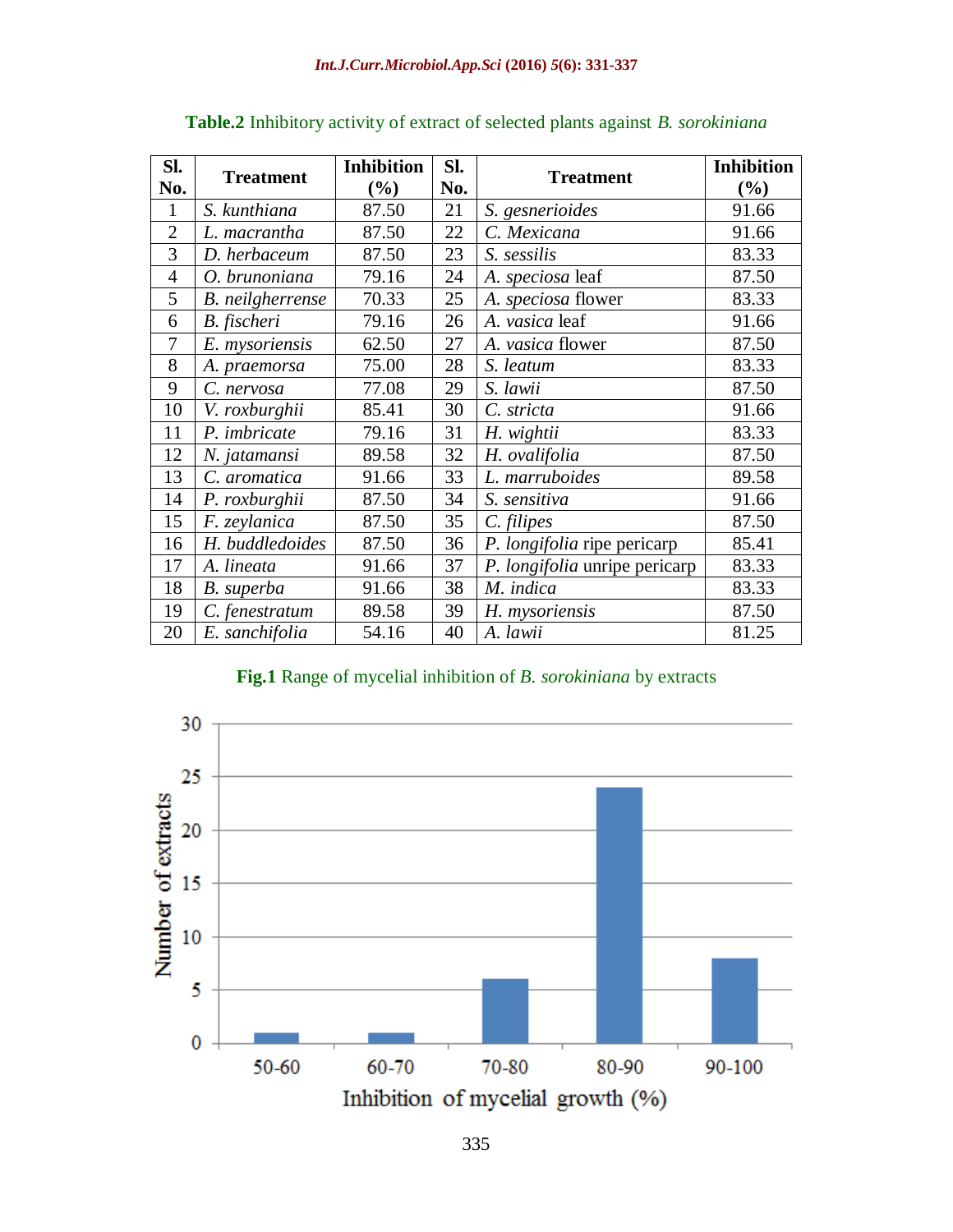**Table.2** Inhibitory activity of extract of selected plants against *B. sorokiniana*

| Sl. No. | Treatment | Inhibition (%) | Sl. No. | Treatment | Inhibition (%) |
|---|---|---|---|---|---|
| 1 | *S. kunthiana* | 87.50 | 21 | *S. gesnerioides* | 91.66 |
| 2 | *L. macrantha* | 87.50 | 22 | *C. Mexicana* | 91.66 |
| 3 | *D. herbaceum* | 87.50 | 23 | *S. sessilis* | 83.33 |
| 4 | *O. brunoniana* | 79.16 | 24 | *A. speciosa* leaf | 87.50 |
| 5 | *B. neilgherrense* | 70.33 | 25 | *A. speciosa* flower | 83.33 |
| 6 | *B. fischeri* | 79.16 | 26 | *A. vasica* leaf | 91.66 |
| 7 | *E. mysoriensis* | 62.50 | 27 | *A. vasica* flower | 87.50 |
| 8 | *A. praemorsa* | 75.00 | 28 | *S. leatum* | 83.33 |
| 9 | *C. nervosa* | 77.08 | 29 | *S. lawii* | 87.50 |
| 10 | *V. roxburghii* | 85.41 | 30 | *C. stricta* | 91.66 |
| 11 | *P. imbricate* | 79.16 | 31 | *H. wightii* | 83.33 |
| 12 | *N. jatamansi* | 89.58 | 32 | *H. ovalifolia* | 87.50 |
| 13 | *C. aromatica* | 91.66 | 33 | *L. marruboides* | 89.58 |
| 14 | *P. roxburghii* | 87.50 | 34 | *S. sensitiva* | 91.66 |
| 15 | *F. zeylanica* | 87.50 | 35 | *C. filipes* | 87.50 |
| 16 | *H. buddledoides* | 87.50 | 36 | *P. longifolia* ripe pericarp | 85.41 |
| 17 | *A. lineata* | 91.66 | 37 | *P. longifolia* unripe pericarp | 83.33 |
| 18 | *B. superba* | 91.66 | 38 | *M. indica* | 83.33 |
| 19 | *C. fenestratum* | 89.58 | 39 | *H. mysoriensis* | 87.50 |
| 20 | *E. sanchifolia* | 54.16 | 40 | *A. lawii* | 81.25 |

**Fig.1** Range of mycelial inhibition of *B. sorokiniana* by extracts

| Inhibition of mycelial growth (%) | Number of extracts |
|---|---|
| 50-60 | 1 |
| 60-70 | 1 |
| 70-80 | 6 |
| 80-90 | 24 |
| 90-100 | 8 |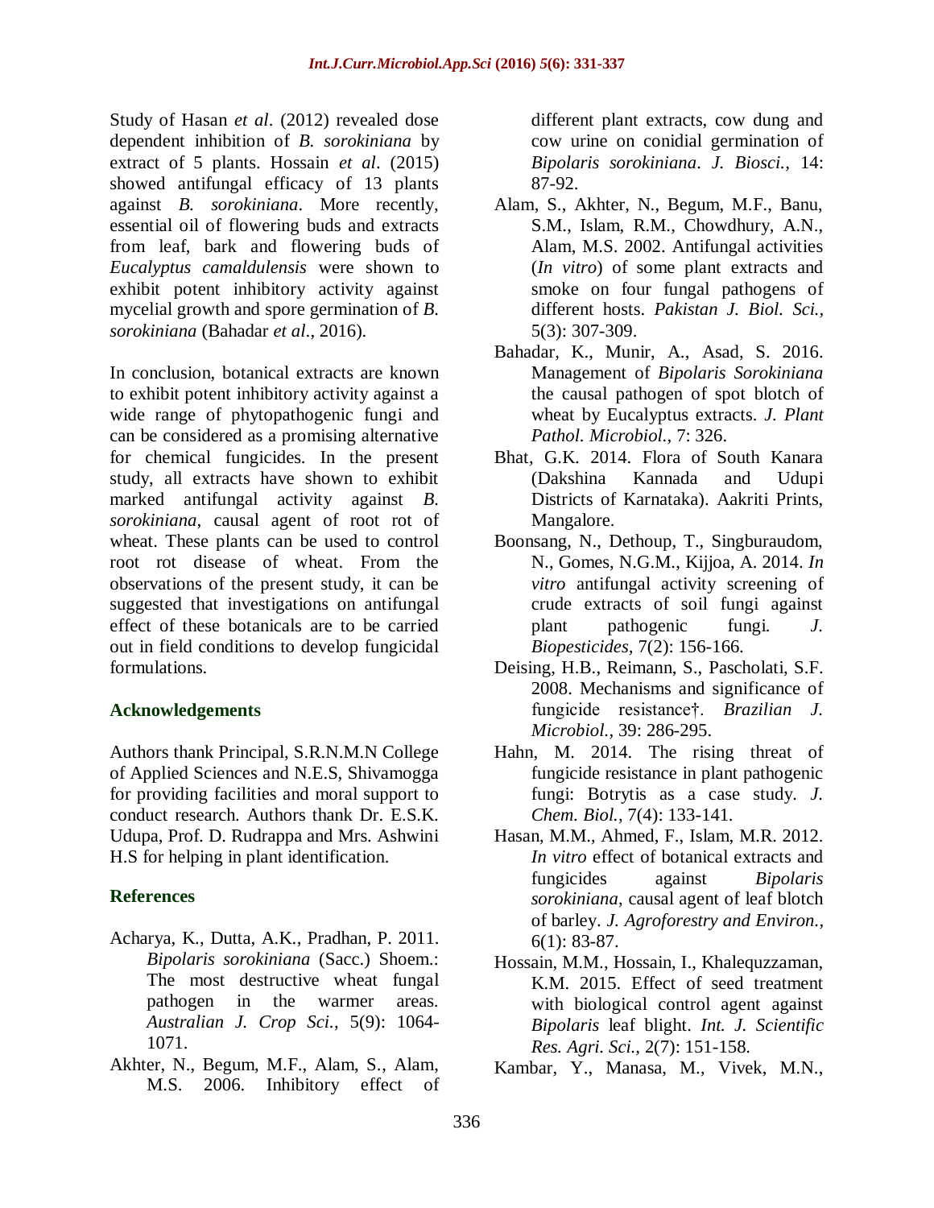Study of Hasan *et al*. (2012) revealed dose dependent inhibition of *B. sorokiniana* by extract of 5 plants. Hossain *et al*. (2015) showed antifungal efficacy of 13 plants against *B. sorokiniana*. More recently, essential oil of flowering buds and extracts from leaf, bark and flowering buds of *Eucalyptus camaldulensis* were shown to exhibit potent inhibitory activity against mycelial growth and spore germination of *B. sorokiniana* (Bahadar *et al*., 2016).

In conclusion, botanical extracts are known to exhibit potent inhibitory activity against a wide range of phytopathogenic fungi and can be considered as a promising alternative for chemical fungicides. In the present study, all extracts have shown to exhibit marked antifungal activity against *B. sorokiniana*, causal agent of root rot of wheat. These plants can be used to control root rot disease of wheat. From the observations of the present study, it can be suggested that investigations on antifungal effect of these botanicals are to be carried out in field conditions to develop fungicidal formulations.

## Acknowledgements

Authors thank Principal, S.R.N.M.N College of Applied Sciences and N.E.S, Shivamogga for providing facilities and moral support to conduct research. Authors thank Dr. E.S.K. Udupa, Prof. D. Rudrappa and Mrs. Ashwini H.S for helping in plant identification.

## References

Acharya, K., Dutta, A.K., Pradhan, P. 2011. *Bipolaris sorokiniana* (Sacc.) Shoem.: The most destructive wheat fungal pathogen in the warmer areas. *Australian J. Crop Sci.*, 5(9): 1064-1071.

Akhter, N., Begum, M.F., Alam, S., Alam, M.S. 2006. Inhibitory effect of different plant extracts, cow dung and cow urine on conidial germination of *Bipolaris sorokiniana*. *J. Biosci.*, 14: 87-92.

Alam, S., Akhter, N., Begum, M.F., Banu, S.M., Islam, R.M., Chowdhury, A.N., Alam, M.S. 2002. Antifungal activities (*In vitro*) of some plant extracts and smoke on four fungal pathogens of different hosts. *Pakistan J. Biol. Sci.*, 5(3): 307-309.

Bahadar, K., Munir, A., Asad, S. 2016. Management of *Bipolaris Sorokiniana* the causal pathogen of spot blotch of wheat by Eucalyptus extracts. *J. Plant Pathol. Microbiol.*, 7: 326.

Bhat, G.K. 2014. Flora of South Kanara (Dakshina Kannada and Udupi Districts of Karnataka). Aakriti Prints, Mangalore.

Boonsang, N., Dethoup, T., Singburaudom, N., Gomes, N.G.M., Kijjoa, A. 2014. *In vitro* antifungal activity screening of crude extracts of soil fungi against plant pathogenic fungi. *J. Biopesticides*, 7(2): 156-166.

Deising, H.B., Reimann, S., Pascholati, S.F. 2008. Mechanisms and significance of fungicide resistance†. *Brazilian J. Microbiol.*, 39: 286-295.

Hahn, M. 2014. The rising threat of fungicide resistance in plant pathogenic fungi: Botrytis as a case study. *J. Chem. Biol.*, 7(4): 133-141.

Hasan, M.M., Ahmed, F., Islam, M.R. 2012. *In vitro* effect of botanical extracts and fungicides against *Bipolaris sorokiniana*, causal agent of leaf blotch of barley. *J. Agroforestry and Environ.*, 6(1): 83-87.

Hossain, M.M., Hossain, I., Khalequzzaman, K.M. 2015. Effect of seed treatment with biological control agent against *Bipolaris* leaf blight. *Int. J. Scientific Res. Agri. Sci.*, 2(7): 151-158.

Kambar, Y., Manasa, M., Vivek, M.N.,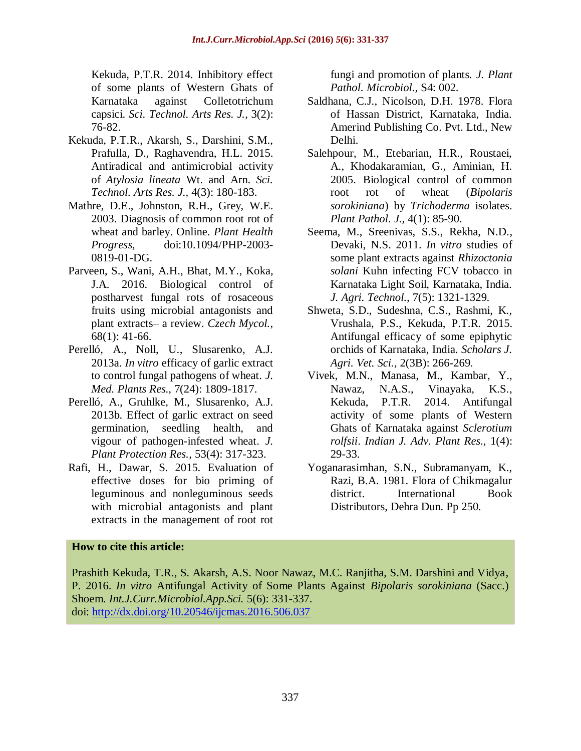Kekuda, P.T.R. 2014. Inhibitory effect of some plants of Western Ghats of Karnataka against Colletotrichum capsici. *Sci. Technol. Arts Res. J.*, 3(2): 76-82.

Kekuda, P.T.R., Akarsh, S., Darshini, S.M., Prafulla, D., Raghavendra, H.L. 2015. Antiradical and antimicrobial activity of *Atylosia lineata* Wt. and Arn. *Sci. Technol. Arts Res. J.*, 4(3): 180-183.

Mathre, D.E., Johnston, R.H., Grey, W.E. 2003. Diagnosis of common root rot of wheat and barley. Online. *Plant Health Progress,* doi:10.1094/PHP-2003-0819-01-DG.

Parveen, S., Wani, A.H., Bhat, M.Y., Koka, J.A. 2016. Biological control of postharvest fungal rots of rosaceous fruits using microbial antagonists and plant extracts– a review. *Czech Mycol.*, 68(1): 41-66.

Perelló, A., Noll, U., Slusarenko, A.J. 2013a. *In vitro* efficacy of garlic extract to control fungal pathogens of wheat. *J. Med. Plants Res.*, 7(24): 1809-1817.

Perelló, A., Gruhlke, M., Slusarenko, A.J. 2013b. Effect of garlic extract on seed germination, seedling health, and vigour of pathogen-infested wheat. *J. Plant Protection Res.,* 53(4): 317-323.

Rafi, H., Dawar, S. 2015. Evaluation of effective doses for bio priming of leguminous and nonleguminous seeds with microbial antagonists and plant extracts in the management of root rot fungi and promotion of plants. *J. Plant Pathol. Microbiol.*, S4: 002.

Saldhana, C.J., Nicolson, D.H. 1978. Flora of Hassan District, Karnataka, India. Amerind Publishing Co. Pvt. Ltd., New Delhi.

Salehpour, M., Etebarian, H.R., Roustaei, A., Khodakaramian, G., Aminian, H. 2005. Biological control of common root rot of wheat (*Bipolaris sorokiniana*) by *Trichoderma* isolates. *Plant Pathol. J.*, 4(1): 85-90.

Seema, M., Sreenivas, S.S., Rekha, N.D., Devaki, N.S. 2011. *In vitro* studies of some plant extracts against *Rhizoctonia solani* Kuhn infecting FCV tobacco in Karnataka Light Soil, Karnataka, India. *J. Agri. Technol.*, 7(5): 1321-1329.

Shweta, S.D., Sudeshna, C.S., Rashmi, K., Vrushala, P.S., Kekuda, P.T.R. 2015. Antifungal efficacy of some epiphytic orchids of Karnataka, India. *Scholars J. Agri. Vet. Sci.*, 2(3B): 266-269.

Vivek, M.N., Manasa, M., Kambar, Y., Nawaz, N.A.S., Vinayaka, K.S., Kekuda, P.T.R. 2014. Antifungal activity of some plants of Western Ghats of Karnataka against *Sclerotium rolfsii*. *Indian J. Adv. Plant Res.*, 1(4): 29-33.

Yoganarasimhan, S.N., Subramanyam, K., Razi, B.A. 1981. Flora of Chikmagalur district. International Book Distributors, Dehra Dun. Pp 250.

**How to cite this article:**

Prashith Kekuda, T.R., S. Akarsh, A.S. Noor Nawaz, M.C. Ranjitha, S.M. Darshini and Vidya, P. 2016. *In vitro* Antifungal Activity of Some Plants Against *Bipolaris sorokiniana* (Sacc.) Shoem. *Int.J.Curr.Microbiol.App.Sci.* 5(6): 331-337.
doi: http://dx.doi.org/10.20546/ijcmas.2016.506.037